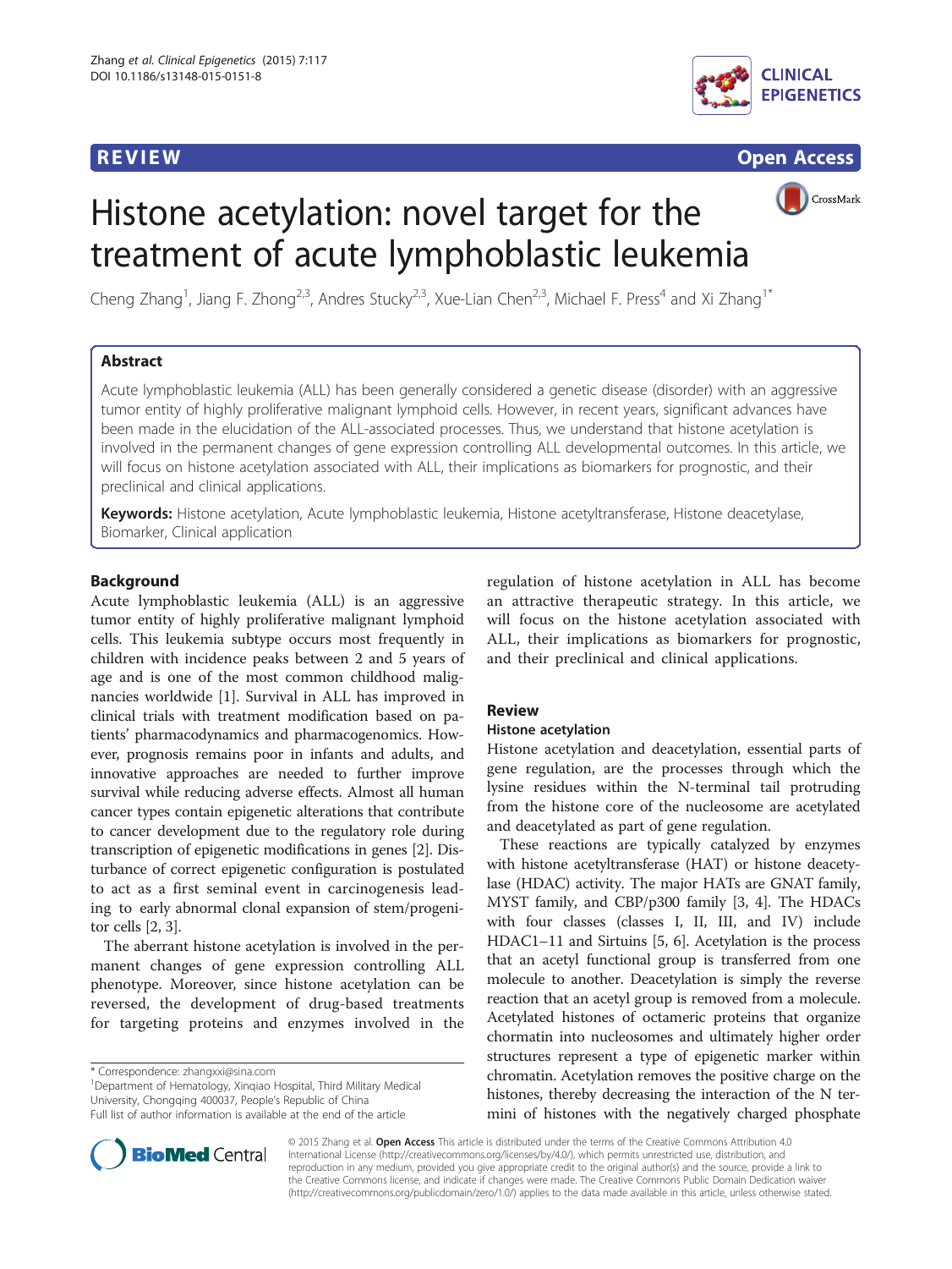REVIEW

Open Access

# Histone acetylation: novel target for the treatment of acute lymphoblastic leukemia

Cheng Zhang[1], Jiang F. Zhong[2,3], Andres Stucky[2,3], Xue-Lian Chen[2,3], Michael F. Press[4] and Xi Zhang[1*]

## Abstract

Acute lymphoblastic leukemia (ALL) has been generally considered a genetic disease (disorder) with an aggressive tumor entity of highly proliferative malignant lymphoid cells. However, in recent years, significant advances have been made in the elucidation of the ALL-associated processes. Thus, we understand that histone acetylation is involved in the permanent changes of gene expression controlling ALL developmental outcomes. In this article, we will focus on histone acetylation associated with ALL, their implications as biomarkers for prognostic, and their preclinical and clinical applications.

**Keywords:** Histone acetylation, Acute lymphoblastic leukemia, Histone acetyltransferase, Histone deacetylase, Biomarker, Clinical application

## Background

Acute lymphoblastic leukemia (ALL) is an aggressive tumor entity of highly proliferative malignant lymphoid cells. This leukemia subtype occurs most frequently in children with incidence peaks between 2 and 5 years of age and is one of the most common childhood malignancies worldwide [1]. Survival in ALL has improved in clinical trials with treatment modification based on patients' pharmacodynamics and pharmacogenomics. However, prognosis remains poor in infants and adults, and innovative approaches are needed to further improve survival while reducing adverse effects. Almost all human cancer types contain epigenetic alterations that contribute to cancer development due to the regulatory role during transcription of epigenetic modifications in genes [2]. Disturbance of correct epigenetic configuration is postulated to act as a first seminal event in carcinogenesis leading to early abnormal clonal expansion of stem/progenitor cells [2, 3].

The aberrant histone acetylation is involved in the permanent changes of gene expression controlling ALL phenotype. Moreover, since histone acetylation can be reversed, the development of drug-based treatments for targeting proteins and enzymes involved in the regulation of histone acetylation in ALL has become an attractive therapeutic strategy. In this article, we will focus on the histone acetylation associated with ALL, their implications as biomarkers for prognostic, and their preclinical and clinical applications.

## Review

### Histone acetylation

Histone acetylation and deacetylation, essential parts of gene regulation, are the processes through which the lysine residues within the N-terminal tail protruding from the histone core of the nucleosome are acetylated and deacetylated as part of gene regulation.

These reactions are typically catalyzed by enzymes with histone acetyltransferase (HAT) or histone deacetylase (HDAC) activity. The major HATs are GNAT family, MYST family, and CBP/p300 family [3, 4]. The HDACs with four classes (classes I, II, III, and IV) include HDAC1–11 and Sirtuins [5, 6]. Acetylation is the process that an acetyl functional group is transferred from one molecule to another. Deacetylation is simply the reverse reaction that an acetyl group is removed from a molecule. Acetylated histones of octameric proteins that organize chormatin into nucleosomes and ultimately higher order structures represent a type of epigenetic marker within chromatin. Acetylation removes the positive charge on the histones, thereby decreasing the interaction of the N termini of histones with the negatively charged phosphate

\* Correspondence: zhangxxi@sina.com
[1]Department of Hematology, Xinqiao Hospital, Third Military Medical University, Chongqing 400037, People's Republic of China
Full list of author information is available at the end of the article

© 2015 Zhang et al. **Open Access** This article is distributed under the terms of the Creative Commons Attribution 4.0 International License (http://creativecommons.org/licenses/by/4.0/), which permits unrestricted use, distribution, and reproduction in any medium, provided you give appropriate credit to the original author(s) and the source, provide a link to the Creative Commons license, and indicate if changes were made. The Creative Commons Public Domain Dedication waiver (http://creativecommons.org/publicdomain/zero/1.0/) applies to the data made available in this article, unless otherwise stated.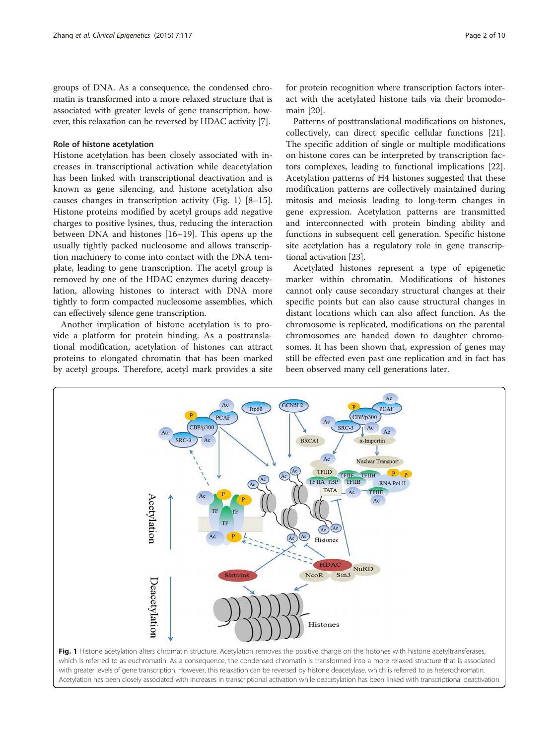groups of DNA. As a consequence, the condensed chromatin is transformed into a more relaxed structure that is associated with greater levels of gene transcription; however, this relaxation can be reversed by HDAC activity [7].

### Role of histone acetylation

Histone acetylation has been closely associated with increases in transcriptional activation while deacetylation has been linked with transcriptional deactivation and is known as gene silencing, and histone acetylation also causes changes in transcription activity (Fig. 1) [8–15]. Histone proteins modified by acetyl groups add negative charges to positive lysines, thus, reducing the interaction between DNA and histones [16–19]. This opens up the usually tightly packed nucleosome and allows transcription machinery to come into contact with the DNA template, leading to gene transcription. The acetyl group is removed by one of the HDAC enzymes during deacetylation, allowing histones to interact with DNA more tightly to form compacted nucleosome assemblies, which can effectively silence gene transcription.

Another implication of histone acetylation is to provide a platform for protein binding. As a posttranslational modification, acetylation of histones can attract proteins to elongated chromatin that has been marked by acetyl groups. Therefore, acetyl mark provides a site for protein recognition where transcription factors interact with the acetylated histone tails via their bromodomain [20].

Patterns of posttranslational modifications on histones, collectively, can direct specific cellular functions [21]. The specific addition of single or multiple modifications on histone cores can be interpreted by transcription factors complexes, leading to functional implications [22]. Acetylation patterns of H4 histones suggested that these modification patterns are collectively maintained during mitosis and meiosis leading to long-term changes in gene expression. Acetylation patterns are transmitted and interconnected with protein binding ability and functions in subsequent cell generation. Specific histone site acetylation has a regulatory role in gene transcriptional activation [23].

Acetylated histones represent a type of epigenetic marker within chromatin. Modifications of histones cannot only cause secondary structural changes at their specific points but can also cause structural changes in distant locations which can also affect function. As the chromosome is replicated, modifications on the parental chromosomes are handed down to daughter chromosomes. It has been shown that, expression of genes may still be effected even past one replication and in fact has been observed many cell generations later.

**Fig. 1** Histone acetylation alters chromatin structure. Acetylation removes the positive charge on the histones with histone acetyltransferases, which is referred to as euchromatin. As a consequence, the condensed chromatin is transformed into a more relaxed structure that is associated with greater levels of gene transcription. However, this relaxation can be reversed by histone deacetylase, which is referred to as heterochromatin. Acetylation has been closely associated with increases in transcriptional activation while deacetylation has been linked with transcriptional deactivation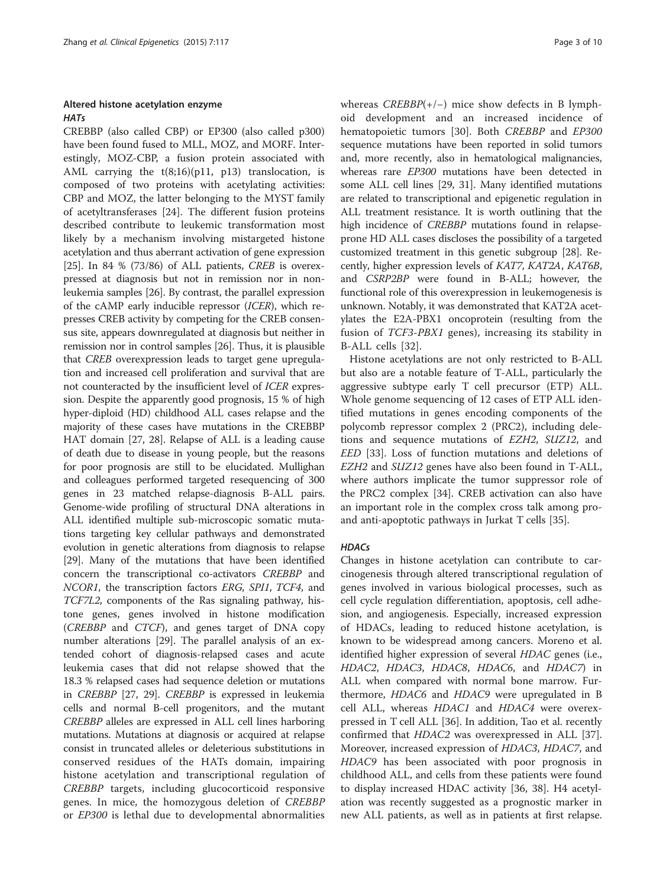## Altered histone acetylation enzyme

### *HATs*

CREBBP (also called CBP) or EP300 (also called p300) have been found fused to MLL, MOZ, and MORF. Interestingly, MOZ-CBP, a fusion protein associated with AML carrying the t(8;16)(p11, p13) translocation, is composed of two proteins with acetylating activities: CBP and MOZ, the latter belonging to the MYST family of acetyltransferases [24]. The different fusion proteins described contribute to leukemic transformation most likely by a mechanism involving mistargeted histone acetylation and thus aberrant activation of gene expression [25]. In 84 % (73/86) of ALL patients, *CREB* is overexpressed at diagnosis but not in remission nor in non-leukemia samples [26]. By contrast, the parallel expression of the cAMP early inducible repressor (*ICER*), which represses CREB activity by competing for the CREB consensus site, appears downregulated at diagnosis but neither in remission nor in control samples [26]. Thus, it is plausible that *CREB* overexpression leads to target gene upregulation and increased cell proliferation and survival that are not counteracted by the insufficient level of *ICER* expression. Despite the apparently good prognosis, 15 % of high hyper-diploid (HD) childhood ALL cases relapse and the majority of these cases have mutations in the CREBBP HAT domain [27, 28]. Relapse of ALL is a leading cause of death due to disease in young people, but the reasons for poor prognosis are still to be elucidated. Mullighan and colleagues performed targeted resequencing of 300 genes in 23 matched relapse-diagnosis B-ALL pairs. Genome-wide profiling of structural DNA alterations in ALL identified multiple sub-microscopic somatic mutations targeting key cellular pathways and demonstrated evolution in genetic alterations from diagnosis to relapse [29]. Many of the mutations that have been identified concern the transcriptional co-activators *CREBBP* and *NCOR1*, the transcription factors *ERG*, *SPI1*, *TCF4*, and *TCF7L2*, components of the Ras signaling pathway, histone genes, genes involved in histone modification (*CREBBP* and *CTCF*), and genes target of DNA copy number alterations [29]. The parallel analysis of an extended cohort of diagnosis-relapsed cases and acute leukemia cases that did not relapse showed that the 18.3 % relapsed cases had sequence deletion or mutations in *CREBBP* [27, 29]. *CREBBP* is expressed in leukemia cells and normal B-cell progenitors, and the mutant *CREBBP* alleles are expressed in ALL cell lines harboring mutations. Mutations at diagnosis or acquired at relapse consist in truncated alleles or deleterious substitutions in conserved residues of the HATs domain, impairing histone acetylation and transcriptional regulation of *CREBBP* targets, including glucocorticoid responsive genes. In mice, the homozygous deletion of *CREBBP* or *EP300* is lethal due to developmental abnormalities whereas *CREBBP*(+/−) mice show defects in B lymphoid development and an increased incidence of hematopoietic tumors [30]. Both *CREBBP* and *EP300* sequence mutations have been reported in solid tumors and, more recently, also in hematological malignancies, whereas rare *EP300* mutations have been detected in some ALL cell lines [29, 31]. Many identified mutations are related to transcriptional and epigenetic regulation in ALL treatment resistance. It is worth outlining that the high incidence of *CREBBP* mutations found in relapse-prone HD ALL cases discloses the possibility of a targeted customized treatment in this genetic subgroup [28]. Recently, higher expression levels of *KAT7*, *KAT2A*, *KAT6B*, and *CSRP2BP* were found in B-ALL; however, the functional role of this overexpression in leukemogenesis is unknown. Notably, it was demonstrated that KAT2A acetylates the E2A-PBX1 oncoprotein (resulting from the fusion of *TCF3-PBX1* genes), increasing its stability in B-ALL cells [32].

Histone acetylations are not only restricted to B-ALL but also are a notable feature of T-ALL, particularly the aggressive subtype early T cell precursor (ETP) ALL. Whole genome sequencing of 12 cases of ETP ALL identified mutations in genes encoding components of the polycomb repressor complex 2 (PRC2), including deletions and sequence mutations of *EZH2*, *SUZ12*, and *EED* [33]. Loss of function mutations and deletions of *EZH2* and *SUZ12* genes have also been found in T-ALL, where authors implicate the tumor suppressor role of the PRC2 complex [34]. CREB activation can also have an important role in the complex cross talk among pro- and anti-apoptotic pathways in Jurkat T cells [35].

### *HDACs*

Changes in histone acetylation can contribute to carcinogenesis through altered transcriptional regulation of genes involved in various biological processes, such as cell cycle regulation differentiation, apoptosis, cell adhesion, and angiogenesis. Especially, increased expression of HDACs, leading to reduced histone acetylation, is known to be widespread among cancers. Moreno et al. identified higher expression of several *HDAC* genes (i.e., *HDAC2*, *HDAC3*, *HDAC8*, *HDAC6*, and *HDAC7*) in ALL when compared with normal bone marrow. Furthermore, *HDAC6* and *HDAC9* were upregulated in B cell ALL, whereas *HDAC1* and *HDAC4* were overexpressed in T cell ALL [36]. In addition, Tao et al. recently confirmed that *HDAC2* was overexpressed in ALL [37]. Moreover, increased expression of *HDAC3*, *HDAC7*, and *HDAC9* has been associated with poor prognosis in childhood ALL, and cells from these patients were found to display increased HDAC activity [36, 38]. H4 acetylation was recently suggested as a prognostic marker in new ALL patients, as well as in patients at first relapse.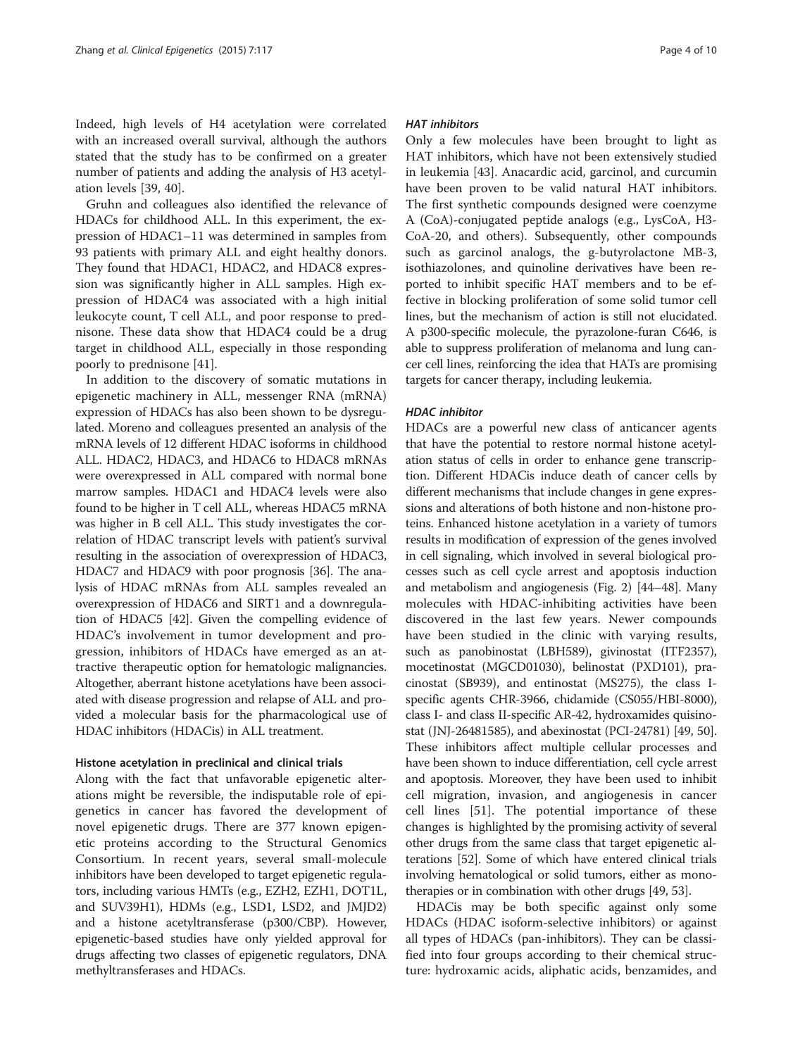Indeed, high levels of H4 acetylation were correlated with an increased overall survival, although the authors stated that the study has to be confirmed on a greater number of patients and adding the analysis of H3 acetylation levels [39, 40].

Gruhn and colleagues also identified the relevance of HDACs for childhood ALL. In this experiment, the expression of HDAC1–11 was determined in samples from 93 patients with primary ALL and eight healthy donors. They found that HDAC1, HDAC2, and HDAC8 expression was significantly higher in ALL samples. High expression of HDAC4 was associated with a high initial leukocyte count, T cell ALL, and poor response to prednisone. These data show that HDAC4 could be a drug target in childhood ALL, especially in those responding poorly to prednisone [41].

In addition to the discovery of somatic mutations in epigenetic machinery in ALL, messenger RNA (mRNA) expression of HDACs has also been shown to be dysregulated. Moreno and colleagues presented an analysis of the mRNA levels of 12 different HDAC isoforms in childhood ALL. HDAC2, HDAC3, and HDAC6 to HDAC8 mRNAs were overexpressed in ALL compared with normal bone marrow samples. HDAC1 and HDAC4 levels were also found to be higher in T cell ALL, whereas HDAC5 mRNA was higher in B cell ALL. This study investigates the correlation of HDAC transcript levels with patient's survival resulting in the association of overexpression of HDAC3, HDAC7 and HDAC9 with poor prognosis [36]. The analysis of HDAC mRNAs from ALL samples revealed an overexpression of HDAC6 and SIRT1 and a downregulation of HDAC5 [42]. Given the compelling evidence of HDAC's involvement in tumor development and progression, inhibitors of HDACs have emerged as an attractive therapeutic option for hematologic malignancies. Altogether, aberrant histone acetylations have been associated with disease progression and relapse of ALL and provided a molecular basis for the pharmacological use of HDAC inhibitors (HDACis) in ALL treatment.

## Histone acetylation in preclinical and clinical trials

Along with the fact that unfavorable epigenetic alterations might be reversible, the indisputable role of epigenetics in cancer has favored the development of novel epigenetic drugs. There are 377 known epigenetic proteins according to the Structural Genomics Consortium. In recent years, several small-molecule inhibitors have been developed to target epigenetic regulators, including various HMTs (e.g., EZH2, EZH1, DOT1L, and SUV39H1), HDMs (e.g., LSD1, LSD2, and JMJD2) and a histone acetyltransferase (p300/CBP). However, epigenetic-based studies have only yielded approval for drugs affecting two classes of epigenetic regulators, DNA methyltransferases and HDACs.

### *HAT inhibitors*

Only a few molecules have been brought to light as HAT inhibitors, which have not been extensively studied in leukemia [43]. Anacardic acid, garcinol, and curcumin have been proven to be valid natural HAT inhibitors. The first synthetic compounds designed were coenzyme A (CoA)-conjugated peptide analogs (e.g., LysCoA, H3-CoA-20, and others). Subsequently, other compounds such as garcinol analogs, the g-butyrolactone MB-3, isothiazolones, and quinoline derivatives have been reported to inhibit specific HAT members and to be effective in blocking proliferation of some solid tumor cell lines, but the mechanism of action is still not elucidated. A p300-specific molecule, the pyrazolone-furan C646, is able to suppress proliferation of melanoma and lung cancer cell lines, reinforcing the idea that HATs are promising targets for cancer therapy, including leukemia.

### *HDAC inhibitor*

HDACs are a powerful new class of anticancer agents that have the potential to restore normal histone acetylation status of cells in order to enhance gene transcription. Different HDACis induce death of cancer cells by different mechanisms that include changes in gene expressions and alterations of both histone and non-histone proteins. Enhanced histone acetylation in a variety of tumors results in modification of expression of the genes involved in cell signaling, which involved in several biological processes such as cell cycle arrest and apoptosis induction and metabolism and angiogenesis (Fig. 2) [44–48]. Many molecules with HDAC-inhibiting activities have been discovered in the last few years. Newer compounds have been studied in the clinic with varying results, such as panobinostat (LBH589), givinostat (ITF2357), mocetinostat (MGCD01030), belinostat (PXD101), pracinostat (SB939), and entinostat (MS275), the class I-specific agents CHR-3966, chidamide (CS055/HBI-8000), class I- and class II-specific AR-42, hydroxamides quisinostat (JNJ-26481585), and abexinostat (PCI-24781) [49, 50]. These inhibitors affect multiple cellular processes and have been shown to induce differentiation, cell cycle arrest and apoptosis. Moreover, they have been used to inhibit cell migration, invasion, and angiogenesis in cancer cell lines [51]. The potential importance of these changes is highlighted by the promising activity of several other drugs from the same class that target epigenetic alterations [52]. Some of which have entered clinical trials involving hematological or solid tumors, either as monotherapies or in combination with other drugs [49, 53].

HDACis may be both specific against only some HDACs (HDAC isoform-selective inhibitors) or against all types of HDACs (pan-inhibitors). They can be classified into four groups according to their chemical structure: hydroxamic acids, aliphatic acids, benzamides, and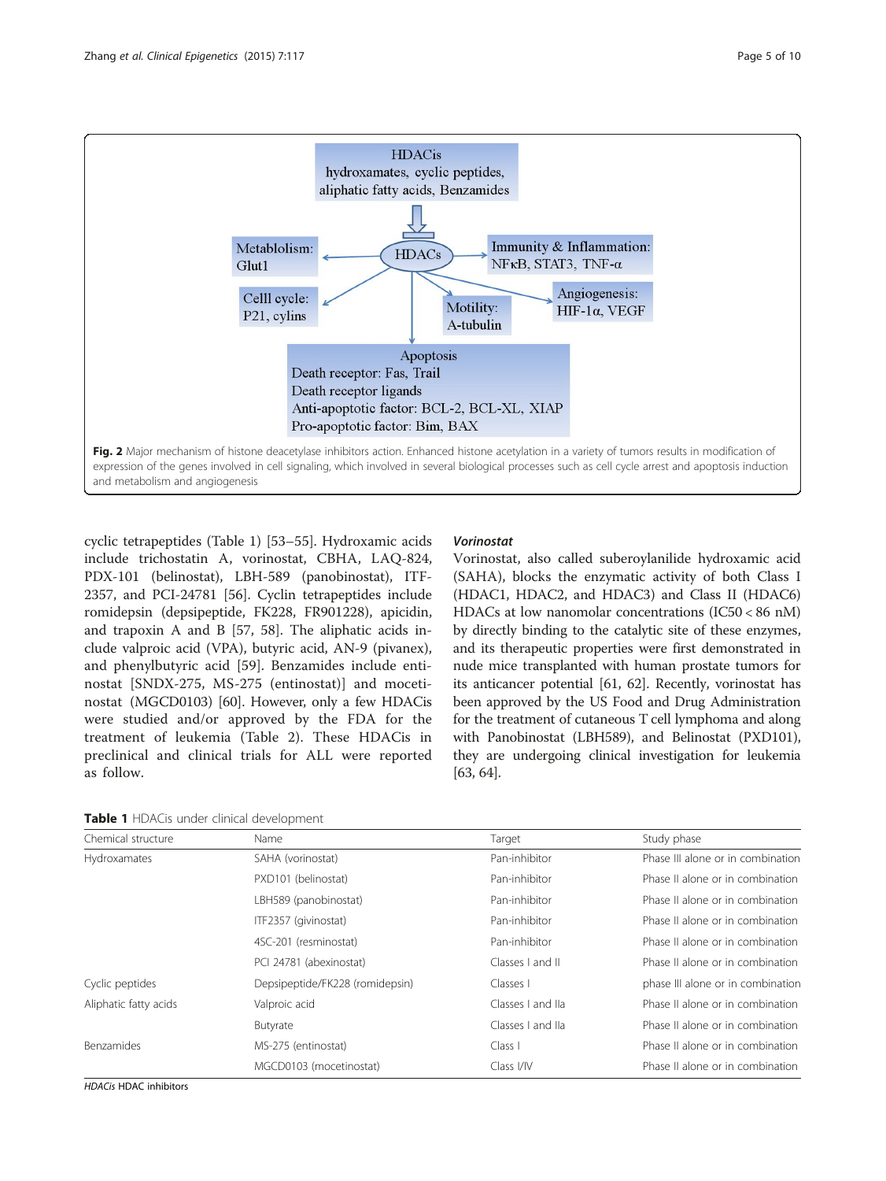Fig. 2 Major mechanism of histone deacetylase inhibitors action. Enhanced histone acetylation in a variety of tumors results in modification of expression of the genes involved in cell signaling, which involved in several biological processes such as cell cycle arrest and apoptosis induction and metabolism and angiogenesis

cyclic tetrapeptides (Table 1) [53–55]. Hydroxamic acids include trichostatin A, vorinostat, CBHA, LAQ-824, PDX-101 (belinostat), LBH-589 (panobinostat), ITF-2357, and PCI-24781 [56]. Cyclin tetrapeptides include romidepsin (depsipeptide, FK228, FR901228), apicidin, and trapoxin A and B [57, 58]. The aliphatic acids include valproic acid (VPA), butyric acid, AN-9 (pivanex), and phenylbutyric acid [59]. Benzamides include entinostat [SNDX-275, MS-275 (entinostat)] and mocetinostat (MGCD0103) [60]. However, only a few HDACis were studied and/or approved by the FDA for the treatment of leukemia (Table 2). These HDACis in preclinical and clinical trials for ALL were reported as follow.

### *Vorinostat*

Vorinostat, also called suberoylanilide hydroxamic acid (SAHA), blocks the enzymatic activity of both Class I (HDAC1, HDAC2, and HDAC3) and Class II (HDAC6) HDACs at low nanomolar concentrations (IC50 < 86 nM) by directly binding to the catalytic site of these enzymes, and its therapeutic properties were first demonstrated in nude mice transplanted with human prostate tumors for its anticancer potential [61, 62]. Recently, vorinostat has been approved by the US Food and Drug Administration for the treatment of cutaneous T cell lymphoma and along with Panobinostat (LBH589), and Belinostat (PXD101), they are undergoing clinical investigation for leukemia [63, 64].

**Table 1** HDACis under clinical development

| Chemical structure | Name | Target | Study phase |
|---|---|---|---|
| Hydroxamates | SAHA (vorinostat) | Pan-inhibitor | Phase III alone or in combination |
| | PXD101 (belinostat) | Pan-inhibitor | Phase II alone or in combination |
| | LBH589 (panobinostat) | Pan-inhibitor | Phase II alone or in combination |
| | ITF2357 (givinostat) | Pan-inhibitor | Phase II alone or in combination |
| | 4SC-201 (resminostat) | Pan-inhibitor | Phase II alone or in combination |
| | PCI 24781 (abexinostat) | Classes I and II | Phase II alone or in combination |
| Cyclic peptides | Depsipeptide/FK228 (romidepsin) | Classes I | phase III alone or in combination |
| Aliphatic fatty acids | Valproic acid | Classes I and IIa | Phase II alone or in combination |
| | Butyrate | Classes I and IIa | Phase II alone or in combination |
| Benzamides | MS-275 (entinostat) | Class I | Phase II alone or in combination |
| | MGCD0103 (mocetinostat) | Class I/IV | Phase II alone or in combination |

*HDACis* HDAC inhibitors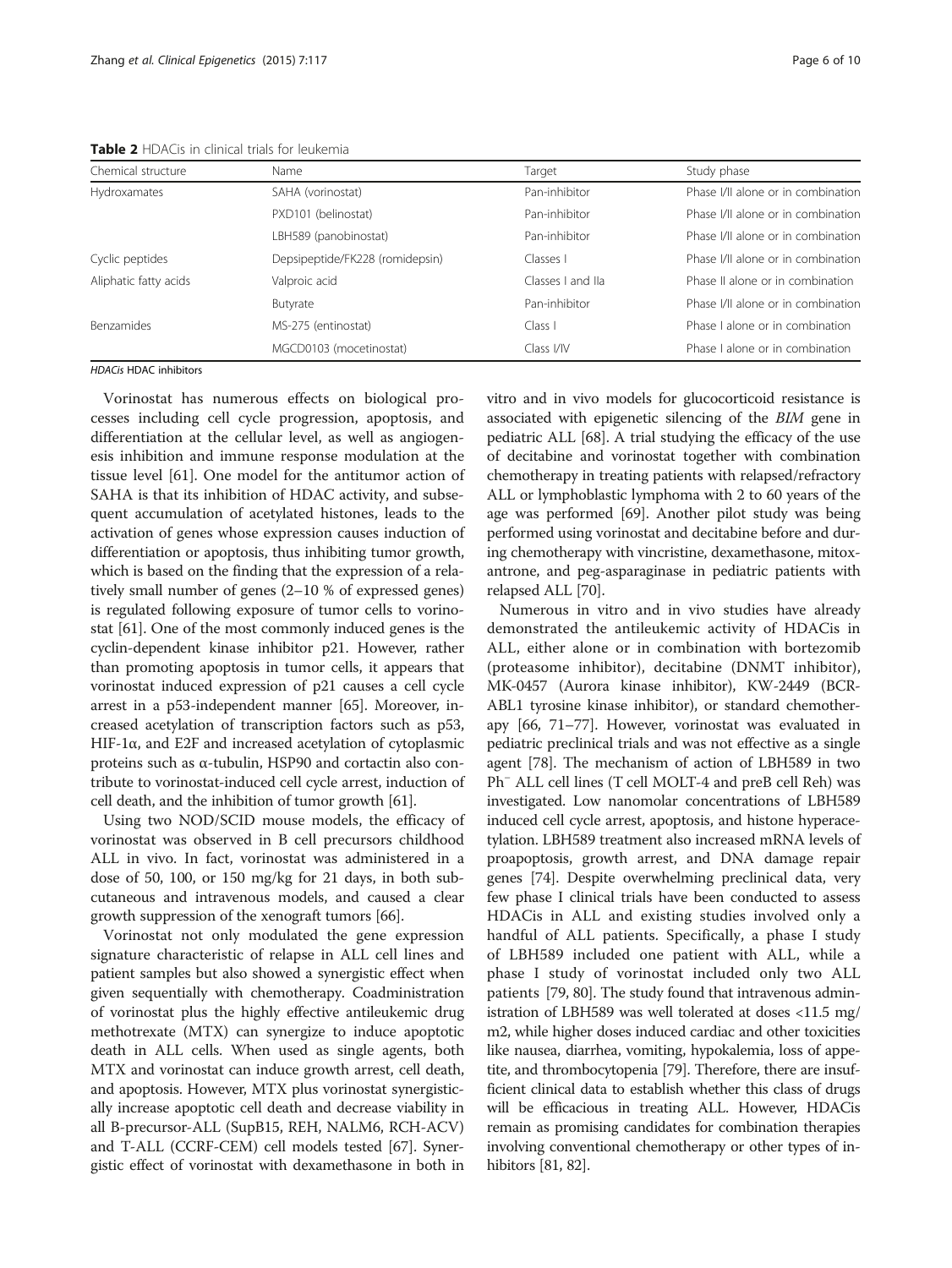**Table 2** HDACis in clinical trials for leukemia

| Chemical structure | Name | Target | Study phase |
| --- | --- | --- | --- |
| Hydroxamates | SAHA (vorinostat) | Pan-inhibitor | Phase I/II alone or in combination |
| | PXD101 (belinostat) | Pan-inhibitor | Phase I/II alone or in combination |
| | LBH589 (panobinostat) | Pan-inhibitor | Phase I/II alone or in combination |
| Cyclic peptides | Depsipeptide/FK228 (romidepsin) | Classes I | Phase I/II alone or in combination |
| Aliphatic fatty acids | Valproic acid | Classes I and IIa | Phase II alone or in combination |
| | Butyrate | Pan-inhibitor | Phase I/II alone or in combination |
| Benzamides | MS-275 (entinostat) | Class I | Phase I alone or in combination |
| | MGCD0103 (mocetinostat) | Class I/IV | Phase I alone or in combination |

*HDACis* HDAC inhibitors

Vorinostat has numerous effects on biological processes including cell cycle progression, apoptosis, and differentiation at the cellular level, as well as angiogenesis inhibition and immune response modulation at the tissue level [61]. One model for the antitumor action of SAHA is that its inhibition of HDAC activity, and subsequent accumulation of acetylated histones, leads to the activation of genes whose expression causes induction of differentiation or apoptosis, thus inhibiting tumor growth, which is based on the finding that the expression of a relatively small number of genes (2–10 % of expressed genes) is regulated following exposure of tumor cells to vorinostat [61]. One of the most commonly induced genes is the cyclin-dependent kinase inhibitor p21. However, rather than promoting apoptosis in tumor cells, it appears that vorinostat induced expression of p21 causes a cell cycle arrest in a p53-independent manner [65]. Moreover, increased acetylation of transcription factors such as p53, HIF-1α, and E2F and increased acetylation of cytoplasmic proteins such as α-tubulin, HSP90 and cortactin also contribute to vorinostat-induced cell cycle arrest, induction of cell death, and the inhibition of tumor growth [61].

Using two NOD/SCID mouse models, the efficacy of vorinostat was observed in B cell precursors childhood ALL in vivo. In fact, vorinostat was administered in a dose of 50, 100, or 150 mg/kg for 21 days, in both subcutaneous and intravenous models, and caused a clear growth suppression of the xenograft tumors [66].

Vorinostat not only modulated the gene expression signature characteristic of relapse in ALL cell lines and patient samples but also showed a synergistic effect when given sequentially with chemotherapy. Coadministration of vorinostat plus the highly effective antileukemic drug methotrexate (MTX) can synergize to induce apoptotic death in ALL cells. When used as single agents, both MTX and vorinostat can induce growth arrest, cell death, and apoptosis. However, MTX plus vorinostat synergistically increase apoptotic cell death and decrease viability in all B-precursor-ALL (SupB15, REH, NALM6, RCH-ACV) and T-ALL (CCRF-CEM) cell models tested [67]. Synergistic effect of vorinostat with dexamethasone in both in vitro and in vivo models for glucocorticoid resistance is associated with epigenetic silencing of the *BIM* gene in pediatric ALL [68]. A trial studying the efficacy of the use of decitabine and vorinostat together with combination chemotherapy in treating patients with relapsed/refractory ALL or lymphoblastic lymphoma with 2 to 60 years of the age was performed [69]. Another pilot study was being performed using vorinostat and decitabine before and during chemotherapy with vincristine, dexamethasone, mitoxantrone, and peg-asparaginase in pediatric patients with relapsed ALL [70].

Numerous in vitro and in vivo studies have already demonstrated the antileukemic activity of HDACis in ALL, either alone or in combination with bortezomib (proteasome inhibitor), decitabine (DNMT inhibitor), MK-0457 (Aurora kinase inhibitor), KW-2449 (BCR-ABL1 tyrosine kinase inhibitor), or standard chemotherapy [66, 71–77]. However, vorinostat was evaluated in pediatric preclinical trials and was not effective as a single agent [78]. The mechanism of action of LBH589 in two $Ph^{-}$ ALL cell lines (T cell MOLT-4 and preB cell Reh) was investigated. Low nanomolar concentrations of LBH589 induced cell cycle arrest, apoptosis, and histone hyperacetylation. LBH589 treatment also increased mRNA levels of proapoptosis, growth arrest, and DNA damage repair genes [74]. Despite overwhelming preclinical data, very few phase I clinical trials have been conducted to assess HDACis in ALL and existing studies involved only a handful of ALL patients. Specifically, a phase I study of LBH589 included one patient with ALL, while a phase I study of vorinostat included only two ALL patients [79, 80]. The study found that intravenous administration of LBH589 was well tolerated at doses <11.5 mg/m2, while higher doses induced cardiac and other toxicities like nausea, diarrhea, vomiting, hypokalemia, loss of appetite, and thrombocytopenia [79]. Therefore, there are insufficient clinical data to establish whether this class of drugs will be efficacious in treating ALL. However, HDACis remain as promising candidates for combination therapies involving conventional chemotherapy or other types of inhibitors [81, 82].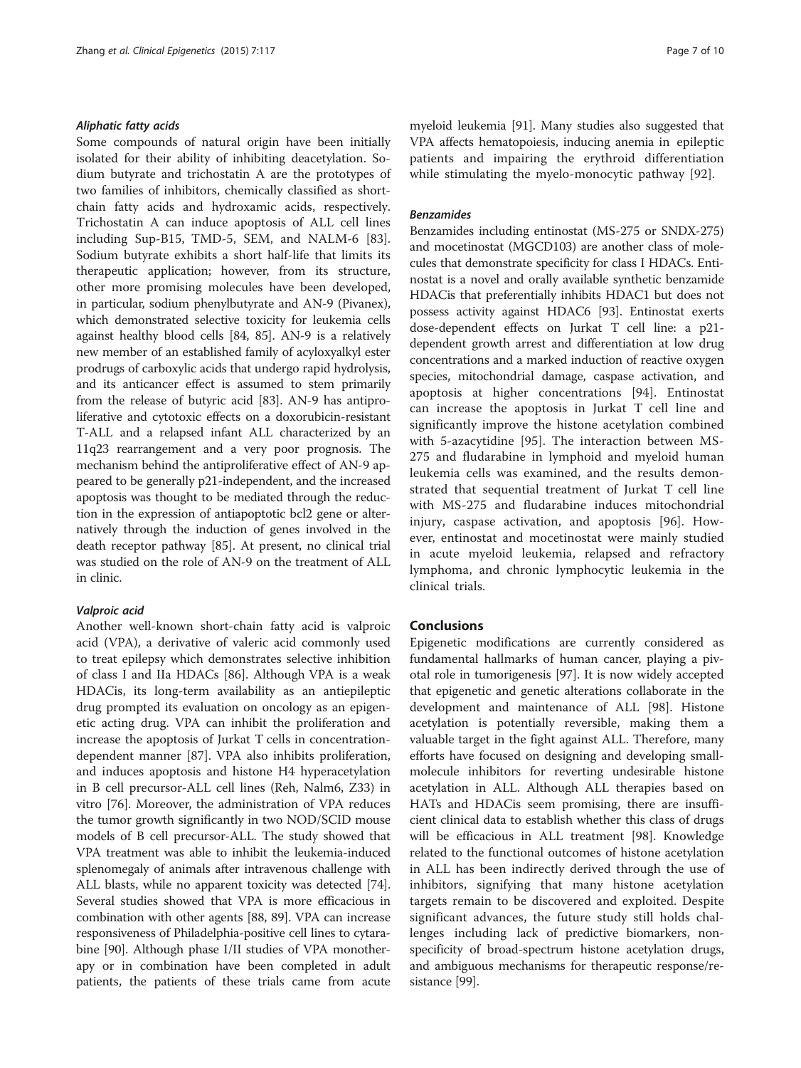#### *Aliphatic fatty acids*

Some compounds of natural origin have been initially isolated for their ability of inhibiting deacetylation. Sodium butyrate and trichostatin A are the prototypes of two families of inhibitors, chemically classified as short-chain fatty acids and hydroxamic acids, respectively. Trichostatin A can induce apoptosis of ALL cell lines including Sup-B15, TMD-5, SEM, and NALM-6 [83]. Sodium butyrate exhibits a short half-life that limits its therapeutic application; however, from its structure, other more promising molecules have been developed, in particular, sodium phenylbutyrate and AN-9 (Pivanex), which demonstrated selective toxicity for leukemia cells against healthy blood cells [84, 85]. AN-9 is a relatively new member of an established family of acyloxyalkyl ester prodrugs of carboxylic acids that undergo rapid hydrolysis, and its anticancer effect is assumed to stem primarily from the release of butyric acid [83]. AN-9 has antiproliferative and cytotoxic effects on a doxorubicin-resistant T-ALL and a relapsed infant ALL characterized by an 11q23 rearrangement and a very poor prognosis. The mechanism behind the antiproliferative effect of AN-9 appeared to be generally p21-independent, and the increased apoptosis was thought to be mediated through the reduction in the expression of antiapoptotic bcl2 gene or alternatively through the induction of genes involved in the death receptor pathway [85]. At present, no clinical trial was studied on the role of AN-9 on the treatment of ALL in clinic.

#### *Valproic acid*

Another well-known short-chain fatty acid is valproic acid (VPA), a derivative of valeric acid commonly used to treat epilepsy which demonstrates selective inhibition of class I and IIa HDACs [86]. Although VPA is a weak HDACis, its long-term availability as an antiepileptic drug prompted its evaluation on oncology as an epigenetic acting drug. VPA can inhibit the proliferation and increase the apoptosis of Jurkat T cells in concentration-dependent manner [87]. VPA also inhibits proliferation, and induces apoptosis and histone H4 hyperacetylation in B cell precursor-ALL cell lines (Reh, Nalm6, Z33) in vitro [76]. Moreover, the administration of VPA reduces the tumor growth significantly in two NOD/SCID mouse models of B cell precursor-ALL. The study showed that VPA treatment was able to inhibit the leukemia-induced splenomegaly of animals after intravenous challenge with ALL blasts, while no apparent toxicity was detected [74]. Several studies showed that VPA is more efficacious in combination with other agents [88, 89]. VPA can increase responsiveness of Philadelphia-positive cell lines to cytarabine [90]. Although phase I/II studies of VPA monotherapy or in combination have been completed in adult patients, the patients of these trials came from acute myeloid leukemia [91]. Many studies also suggested that VPA affects hematopoiesis, inducing anemia in epileptic patients and impairing the erythroid differentiation while stimulating the myelo-monocytic pathway [92].

#### *Benzamides*

Benzamides including entinostat (MS-275 or SNDX-275) and mocetinostat (MGCD103) are another class of molecules that demonstrate specificity for class I HDACs. Entinostat is a novel and orally available synthetic benzamide HDACis that preferentially inhibits HDAC1 but does not possess activity against HDAC6 [93]. Entinostat exerts dose-dependent effects on Jurkat T cell line: a p21-dependent growth arrest and differentiation at low drug concentrations and a marked induction of reactive oxygen species, mitochondrial damage, caspase activation, and apoptosis at higher concentrations [94]. Entinostat can increase the apoptosis in Jurkat T cell line and significantly improve the histone acetylation combined with 5-azacytidine [95]. The interaction between MS-275 and fludarabine in lymphoid and myeloid human leukemia cells was examined, and the results demonstrated that sequential treatment of Jurkat T cell line with MS-275 and fludarabine induces mitochondrial injury, caspase activation, and apoptosis [96]. However, entinostat and mocetinostat were mainly studied in acute myeloid leukemia, relapsed and refractory lymphoma, and chronic lymphocytic leukemia in the clinical trials.

## Conclusions

Epigenetic modifications are currently considered as fundamental hallmarks of human cancer, playing a pivotal role in tumorigenesis [97]. It is now widely accepted that epigenetic and genetic alterations collaborate in the development and maintenance of ALL [98]. Histone acetylation is potentially reversible, making them a valuable target in the fight against ALL. Therefore, many efforts have focused on designing and developing small-molecule inhibitors for reverting undesirable histone acetylation in ALL. Although ALL therapies based on HATs and HDACis seem promising, there are insufficient clinical data to establish whether this class of drugs will be efficacious in ALL treatment [98]. Knowledge related to the functional outcomes of histone acetylation in ALL has been indirectly derived through the use of inhibitors, signifying that many histone acetylation targets remain to be discovered and exploited. Despite significant advances, the future study still holds challenges including lack of predictive biomarkers, non-specificity of broad-spectrum histone acetylation drugs, and ambiguous mechanisms for therapeutic response/resistance [99].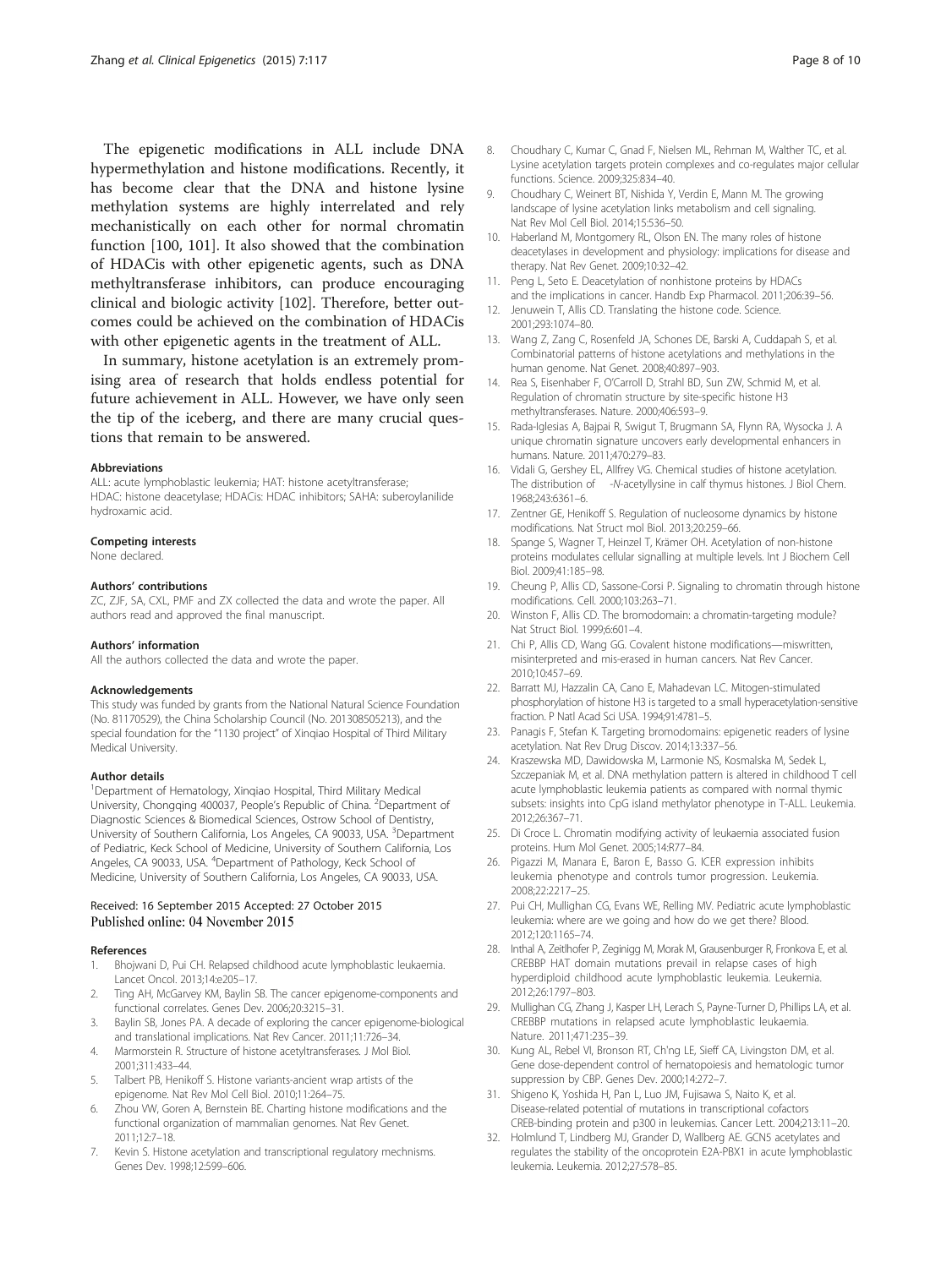The epigenetic modifications in ALL include DNA hypermethylation and histone modifications. Recently, it has become clear that the DNA and histone lysine methylation systems are highly interrelated and rely mechanistically on each other for normal chromatin function [100, 101]. It also showed that the combination of HDACis with other epigenetic agents, such as DNA methyltransferase inhibitors, can produce encouraging clinical and biologic activity [102]. Therefore, better outcomes could be achieved on the combination of HDACis with other epigenetic agents in the treatment of ALL.

In summary, histone acetylation is an extremely promising area of research that holds endless potential for future achievement in ALL. However, we have only seen the tip of the iceberg, and there are many crucial questions that remain to be answered.

#### Abbreviations

ALL: acute lymphoblastic leukemia; HAT: histone acetyltransferase; HDAC: histone deacetylase; HDACis: HDAC inhibitors; SAHA: suberoylanilide hydroxamic acid.

#### Competing interests

None declared.

#### Authors' contributions

ZC, ZJF, SA, CXL, PMF and ZX collected the data and wrote the paper. All authors read and approved the final manuscript.

#### Authors' information

All the authors collected the data and wrote the paper.

#### Acknowledgements

This study was funded by grants from the National Natural Science Foundation (No. 81170529), the China Scholarship Council (No. 201308505213), and the special foundation for the "1130 project" of Xinqiao Hospital of Third Military Medical University.

#### Author details

[1]Department of Hematology, Xinqiao Hospital, Third Military Medical University, Chongqing 400037, People's Republic of China. [2]Department of Diagnostic Sciences & Biomedical Sciences, Ostrow School of Dentistry, University of Southern California, Los Angeles, CA 90033, USA. [3]Department of Pediatric, Keck School of Medicine, University of Southern California, Los Angeles, CA 90033, USA. [4]Department of Pathology, Keck School of Medicine, University of Southern California, Los Angeles, CA 90033, USA.

Received: 16 September 2015 Accepted: 27 October 2015
Published online: 04 November 2015

#### References

1. Bhojwani D, Pui CH. Relapsed childhood acute lymphoblastic leukaemia. Lancet Oncol. 2013;14:e205–17.
2. Ting AH, McGarvey KM, Baylin SB. The cancer epigenome-components and functional correlates. Genes Dev. 2006;20:3215–31.
3. Baylin SB, Jones PA. A decade of exploring the cancer epigenome-biological and translational implications. Nat Rev Cancer. 2011;11:726–34.
4. Marmorstein R. Structure of histone acetyltransferases. J Mol Biol. 2001;311:433–44.
5. Talbert PB, Henikoff S. Histone variants-ancient wrap artists of the epigenome. Nat Rev Mol Cell Biol. 2010;11:264–75.
6. Zhou VW, Goren A, Bernstein BE. Charting histone modifications and the functional organization of mammalian genomes. Nat Rev Genet. 2011;12:7–18.
7. Kevin S. Histone acetylation and transcriptional regulatory mechnisms. Genes Dev. 1998;12:599–606.
8. Choudhary C, Kumar C, Gnad F, Nielsen ML, Rehman M, Walther TC, et al. Lysine acetylation targets protein complexes and co-regulates major cellular functions. Science. 2009;325:834–40.
9. Choudhary C, Weinert BT, Nishida Y, Verdin E, Mann M. The growing landscape of lysine acetylation links metabolism and cell signaling. Nat Rev Mol Cell Biol. 2014;15:536–50.
10. Haberland M, Montgomery RL, Olson EN. The many roles of histone deacetylases in development and physiology: implications for disease and therapy. Nat Rev Genet. 2009;10:32–42.
11. Peng L, Seto E. Deacetylation of nonhistone proteins by HDACs and the implications in cancer. Handb Exp Pharmacol. 2011;206:39–56.
12. Jenuwein T, Allis CD. Translating the histone code. Science. 2001;293:1074–80.
13. Wang Z, Zang C, Rosenfeld JA, Schones DE, Barski A, Cuddapah S, et al. Combinatorial patterns of histone acetylations and methylations in the human genome. Nat Genet. 2008;40:897–903.
14. Rea S, Eisenhaber F, O'Carroll D, Strahl BD, Sun ZW, Schmid M, et al. Regulation of chromatin structure by site-specific histone H3 methyltransferases. Nature. 2000;406:593–9.
15. Rada-Iglesias A, Bajpai R, Swigut T, Brugmann SA, Flynn RA, Wysocka J. A unique chromatin signature uncovers early developmental enhancers in humans. Nature. 2011;470:279–83.
16. Vidali G, Gershey EL, Allfrey VG. Chemical studies of histone acetylation. The distribution of -N-acetyllysine in calf thymus histones. J Biol Chem. 1968;243:6361–6.
17. Zentner GE, Henikoff S. Regulation of nucleosome dynamics by histone modifications. Nat Struct mol Biol. 2013;20:259–66.
18. Spange S, Wagner T, Heinzel T, Krämer OH. Acetylation of non-histone proteins modulates cellular signalling at multiple levels. Int J Biochem Cell Biol. 2009;41:185–98.
19. Cheung P, Allis CD, Sassone-Corsi P. Signaling to chromatin through histone modifications. Cell. 2000;103:263–71.
20. Winston F, Allis CD. The bromodomain: a chromatin-targeting module? Nat Struct Biol. 1999;6:601–4.
21. Chi P, Allis CD, Wang GG. Covalent histone modifications—miswritten, misinterpreted and mis-erased in human cancers. Nat Rev Cancer. 2010;10:457–69.
22. Barratt MJ, Hazzalin CA, Cano E, Mahadevan LC. Mitogen-stimulated phosphorylation of histone H3 is targeted to a small hyperacetylation-sensitive fraction. P Natl Acad Sci USA. 1994;91:4781–5.
23. Panagis F, Stefan K. Targeting bromodomains: epigenetic readers of lysine acetylation. Nat Rev Drug Discov. 2014;13:337–56.
24. Kraszewska MD, Dawidowska M, Larmonie NS, Kosmalska M, Sedek L, Szczepaniak M, et al. DNA methylation pattern is altered in childhood T cell acute lymphoblastic leukemia patients as compared with normal thymic subsets: insights into CpG island methylator phenotype in T-ALL. Leukemia. 2012;26:367–71.
25. Di Croce L. Chromatin modifying activity of leukaemia associated fusion proteins. Hum Mol Genet. 2005;14:R77–84.
26. Pigazzi M, Manara E, Baron E, Basso G. ICER expression inhibits leukemia phenotype and controls tumor progression. Leukemia. 2008;22:2217–25.
27. Pui CH, Mullighan CG, Evans WE, Relling MV. Pediatric acute lymphoblastic leukemia: where are we going and how do we get there? Blood. 2012;120:1165–74.
28. Inthal A, Zeitlhofer P, Zeginigg M, Morak M, Grausenburger R, Fronkova E, et al. CREBBP HAT domain mutations prevail in relapse cases of high hyperdiploid childhood acute lymphoblastic leukemia. Leukemia. 2012;26:1797–803.
29. Mullighan CG, Zhang J, Kasper LH, Lerach S, Payne-Turner D, Phillips LA, et al. CREBBP mutations in relapsed acute lymphoblastic leukaemia. Nature. 2011;471:235–39.
30. Kung AL, Rebel VI, Bronson RT, Ch'ng LE, Sieff CA, Livingston DM, et al. Gene dose-dependent control of hematopoiesis and hematologic tumor suppression by CBP. Genes Dev. 2000;14:272–7.
31. Shigeno K, Yoshida H, Pan L, Luo JM, Fujisawa S, Naito K, et al. Disease-related potential of mutations in transcriptional cofactors CREB-binding protein and p300 in leukemias. Cancer Lett. 2004;213:11–20.
32. Holmlund T, Lindberg MJ, Grander D, Wallberg AE. GCN5 acetylates and regulates the stability of the oncoprotein E2A-PBX1 in acute lymphoblastic leukemia. Leukemia. 2012;27:578–85.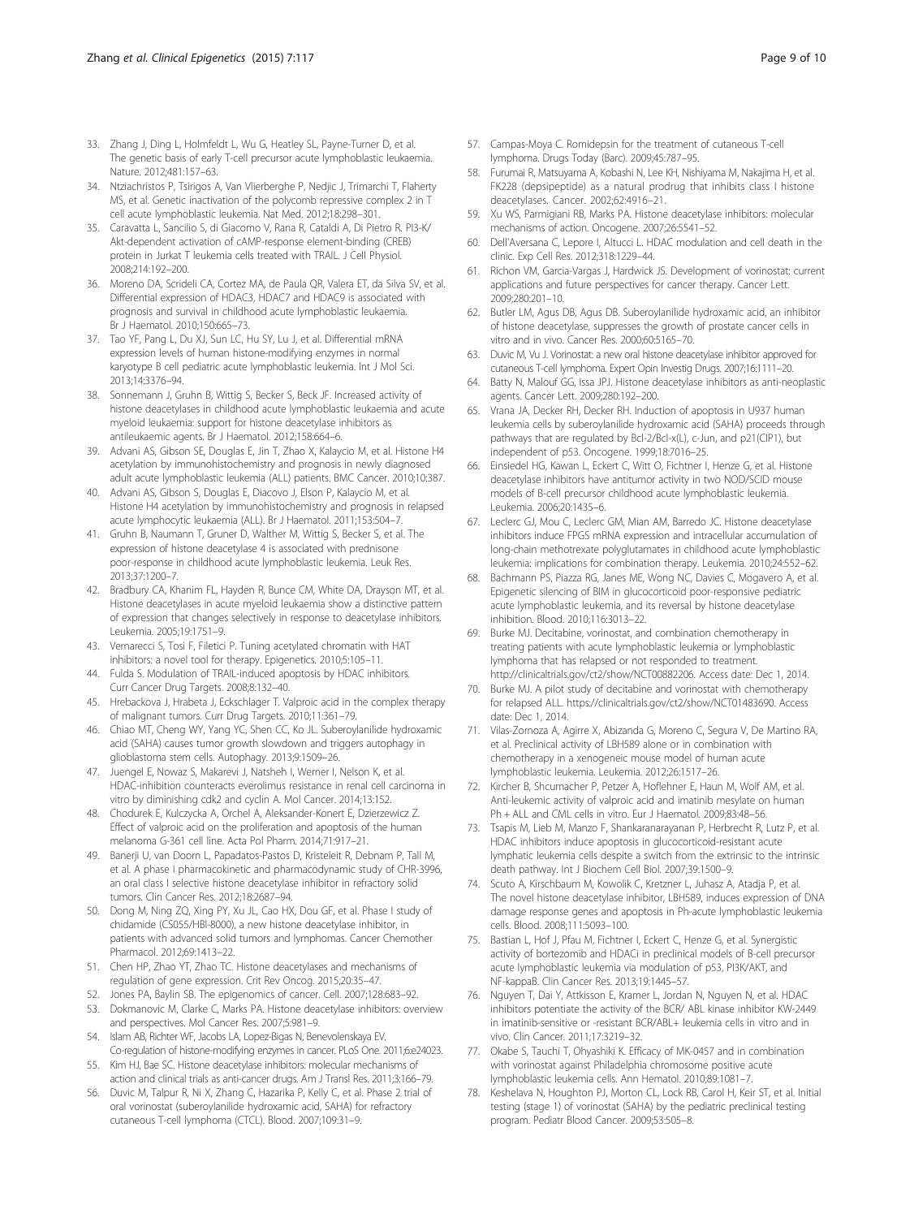33. Zhang J, Ding L, Holmfeldt L, Wu G, Heatley SL, Payne-Turner D, et al. The genetic basis of early T-cell precursor acute lymphoblastic leukaemia. Nature. 2012;481:157–63.
34. Ntziachristos P, Tsirigos A, Van Vlierberghe P, Nedjic J, Trimarchi T, Flaherty MS, et al. Genetic inactivation of the polycomb repressive complex 2 in T cell acute lymphoblastic leukemia. Nat Med. 2012;18:298–301.
35. Caravatta L, Sancilio S, di Giacomo V, Rana R, Cataldi A, Di Pietro R. PI3-K/Akt-dependent activation of cAMP-response element-binding (CREB) protein in Jurkat T leukemia cells treated with TRAIL. J Cell Physiol. 2008;214:192–200.
36. Moreno DA, Scrideli CA, Cortez MA, de Paula QR, Valera ET, da Silva SV, et al. Differential expression of HDAC3, HDAC7 and HDAC9 is associated with prognosis and survival in childhood acute lymphoblastic leukaemia. Br J Haematol. 2010;150:665–73.
37. Tao YF, Pang L, Du XJ, Sun LC, Hu SY, Lu J, et al. Differential mRNA expression levels of human histone-modifying enzymes in normal karyotype B cell pediatric acute lymphoblastic leukemia. Int J Mol Sci. 2013;14:3376–94.
38. Sonnemann J, Gruhn B, Wittig S, Becker S, Beck JF. Increased activity of histone deacetylases in childhood acute lymphoblastic leukaemia and acute myeloid leukaemia: support for histone deacetylase inhibitors as antileukaemic agents. Br J Haematol. 2012;158:664–6.
39. Advani AS, Gibson SE, Douglas E, Jin T, Zhao X, Kalaycio M, et al. Histone H4 acetylation by immunohistochemistry and prognosis in newly diagnosed adult acute lymphoblastic leukemia (ALL) patients. BMC Cancer. 2010;10:387.
40. Advani AS, Gibson S, Douglas E, Diacovo J, Elson P, Kalaycio M, et al. Histone H4 acetylation by immunohistochemistry and prognosis in relapsed acute lymphocytic leukaemia (ALL). Br J Haematol. 2011;153:504–7.
41. Gruhn B, Naumann T, Gruner D, Walther M, Wittig S, Becker S, et al. The expression of histone deacetylase 4 is associated with prednisone poor-response in childhood acute lymphoblastic leukemia. Leuk Res. 2013;37:1200–7.
42. Bradbury CA, Khanim FL, Hayden R, Bunce CM, White DA, Drayson MT, et al. Histone deacetylases in acute myeloid leukaemia show a distinctive pattern of expression that changes selectively in response to deacetylase inhibitors. Leukemia. 2005;19:1751–9.
43. Vernarecci S, Tosi F, Filetici P. Tuning acetylated chromatin with HAT inhibitors: a novel tool for therapy. Epigenetics. 2010;5:105–11.
44. Fulda S. Modulation of TRAIL-induced apoptosis by HDAC inhibitors. Curr Cancer Drug Targets. 2008;8:132–40.
45. Hrebackova J, Hrabeta J, Eckschlager T. Valproic acid in the complex therapy of malignant tumors. Curr Drug Targets. 2010;11:361–79.
46. Chiao MT, Cheng WY, Yang YC, Shen CC, Ko JL. Suberoylanilide hydroxamic acid (SAHA) causes tumor growth slowdown and triggers autophagy in glioblastoma stem cells. Autophagy. 2013;9:1509–26.
47. Juengel E, Nowaz S, Makarevi J, Natsheh I, Werner I, Nelson K, et al. HDAC-inhibition counteracts everolimus resistance in renal cell carcinoma in vitro by diminishing cdk2 and cyclin A. Mol Cancer. 2014;13:152.
48. Chodurek E, Kulczycka A, Orchel A, Aleksander-Konert E, Dzierzewicz Z. Effect of valproic acid on the proliferation and apoptosis of the human melanoma G-361 cell line. Acta Pol Pharm. 2014;71:917–21.
49. Banerji U, van Doorn L, Papadatos-Pastos D, Kristeleit R, Debnam P, Tall M, et al. A phase I pharmacokinetic and pharmacodynamic study of CHR-3996, an oral class I selective histone deacetylase inhibitor in refractory solid tumors. Clin Cancer Res. 2012;18:2687–94.
50. Dong M, Ning ZQ, Xing PY, Xu JL, Cao HX, Dou GF, et al. Phase I study of chidamide (CS055/HBI-8000), a new histone deacetylase inhibitor, in patients with advanced solid tumors and lymphomas. Cancer Chemother Pharmacol. 2012;69:1413–22.
51. Chen HP, Zhao YT, Zhao TC. Histone deacetylases and mechanisms of regulation of gene expression. Crit Rev Oncog. 2015;20:35–47.
52. Jones PA, Baylin SB. The epigenomics of cancer. Cell. 2007;128:683–92.
53. Dokmanovic M, Clarke C, Marks PA. Histone deacetylase inhibitors: overview and perspectives. Mol Cancer Res. 2007;5:981–9.
54. Islam AB, Richter WF, Jacobs LA, Lopez-Bigas N, Benevolenskaya EV. Co-regulation of histone-modifying enzymes in cancer. PLoS One. 2011;6:e24023.
55. Kim HJ, Bae SC. Histone deacetylase inhibitors: molecular mechanisms of action and clinical trials as anti-cancer drugs. Am J Transl Res. 2011;3:166–79.
56. Duvic M, Talpur R, Ni X, Zhang C, Hazarika P, Kelly C, et al. Phase 2 trial of oral vorinostat (suberoylanilide hydroxamic acid, SAHA) for refractory cutaneous T-cell lymphoma (CTCL). Blood. 2007;109:31–9.
57. Campas-Moya C. Romidepsin for the treatment of cutaneous T-cell lymphoma. Drugs Today (Barc). 2009;45:787–95.
58. Furumai R, Matsuyama A, Kobashi N, Lee KH, Nishiyama M, Nakajima H, et al. FK228 (depsipeptide) as a natural prodrug that inhibits class I histone deacetylases. Cancer. 2002;62:4916–21.
59. Xu WS, Parmigiani RB, Marks PA. Histone deacetylase inhibitors: molecular mechanisms of action. Oncogene. 2007;26:5541–52.
60. Dell'Aversana C, Lepore I, Altucci L. HDAC modulation and cell death in the clinic. Exp Cell Res. 2012;318:1229–44.
61. Richon VM, Garcia-Vargas J, Hardwick JS. Development of vorinostat: current applications and future perspectives for cancer therapy. Cancer Lett. 2009;280:201–10.
62. Butler LM, Agus DB, Agus DB. Suberoylanilide hydroxamic acid, an inhibitor of histone deacetylase, suppresses the growth of prostate cancer cells in vitro and in vivo. Cancer Res. 2000;60:5165–70.
63. Duvic M, Vu J. Vorinostat: a new oral histone deacetylase inhibitor approved for cutaneous T-cell lymphoma. Expert Opin Investig Drugs. 2007;16:1111–20.
64. Batty N, Malouf GG, Issa JPJ. Histone deacetylase inhibitors as anti-neoplastic agents. Cancer Lett. 2009;280:192–200.
65. Vrana JA, Decker RH, Decker RH. Induction of apoptosis in U937 human leukemia cells by suberoylanilide hydroxamic acid (SAHA) proceeds through pathways that are regulated by Bcl-2/Bcl-x(L), c-Jun, and p21(CIP1), but independent of p53. Oncogene. 1999;18:7016–25.
66. Einsiedel HG, Kawan L, Eckert C, Witt O, Fichtner I, Henze G, et al. Histone deacetylase inhibitors have antitumor activity in two NOD/SCID mouse models of B-cell precursor childhood acute lymphoblastic leukemia. Leukemia. 2006;20:1435–6.
67. Leclerc GJ, Mou C, Leclerc GM, Mian AM, Barredo JC. Histone deacetylase inhibitors induce FPGS mRNA expression and intracellular accumulation of long-chain methotrexate polyglutamates in childhood acute lymphoblastic leukemia: implications for combination therapy. Leukemia. 2010;24:552–62.
68. Bachmann PS, Piazza RG, Janes ME, Wong NC, Davies C, Mogavero A, et al. Epigenetic silencing of BIM in glucocorticoid poor-responsive pediatric acute lymphoblastic leukemia, and its reversal by histone deacetylase inhibition. Blood. 2010;116:3013–22.
69. Burke MJ. Decitabine, vorinostat, and combination chemotherapy in treating patients with acute lymphoblastic leukemia or lymphoblastic lymphoma that has relapsed or not responded to treatment. http://clinicaltrials.gov/ct2/show/NCT00882206. Access date: Dec 1, 2014.
70. Burke MJ. A pilot study of decitabine and vorinostat with chemotherapy for relapsed ALL. https://clinicaltrials.gov/ct2/show/NCT01483690. Access date: Dec 1, 2014.
71. Vilas-Zornoza A, Agirre X, Abizanda G, Moreno C, Segura V, De Martino RA, et al. Preclinical activity of LBH589 alone or in combination with chemotherapy in a xenogeneic mouse model of human acute lymphoblastic leukemia. Leukemia. 2012;26:1517–26.
72. Kircher B, Shcumacher P, Petzer A, Hoflehner E, Haun M, Wolf AM, et al. Anti-leukemic activity of valproic acid and imatinib mesylate on human Ph + ALL and CML cells in vitro. Eur J Haematol. 2009;83:48–56.
73. Tsapis M, Lieb M, Manzo F, Shankaranarayanan P, Herbrecht R, Lutz P, et al. HDAC inhibitors induce apoptosis in glucocorticoid-resistant acute lymphatic leukemia cells despite a switch from the extrinsic to the intrinsic death pathway. Int J Biochem Cell Biol. 2007;39:1500–9.
74. Scuto A, Kirschbaum M, Kowolik C, Kretzner L, Juhasz A, Atadja P, et al. The novel histone deacetylase inhibitor, LBH589, induces expression of DNA damage response genes and apoptosis in Ph-acute lymphoblastic leukemia cells. Blood. 2008;111:5093–100.
75. Bastian L, Hof J, Pfau M, Fichtner I, Eckert C, Henze G, et al. Synergistic activity of bortezomib and HDACi in preclinical models of B-cell precursor acute lymphoblastic leukemia via modulation of p53, PI3K/AKT, and NF-kappaB. Clin Cancer Res. 2013;19:1445–57.
76. Nguyen T, Dai Y, Attkisson E, Kramer L, Jordan N, Nguyen N, et al. HDAC inhibitors potentiate the activity of the BCR/ ABL kinase inhibitor KW-2449 in imatinib-sensitive or -resistant BCR/ABL+ leukemia cells in vitro and in vivo. Clin Cancer. 2011;17:3219–32.
77. Okabe S, Tauchi T, Ohyashiki K. Efficacy of MK-0457 and in combination with vorinostat against Philadelphia chromosome positive acute lymphoblastic leukemia cells. Ann Hematol. 2010;89:1081–7.
78. Keshelava N, Houghton PJ, Morton CL, Lock RB, Carol H, Keir ST, et al. Initial testing (stage 1) of vorinostat (SAHA) by the pediatric preclinical testing program. Pediatr Blood Cancer. 2009;53:505–8.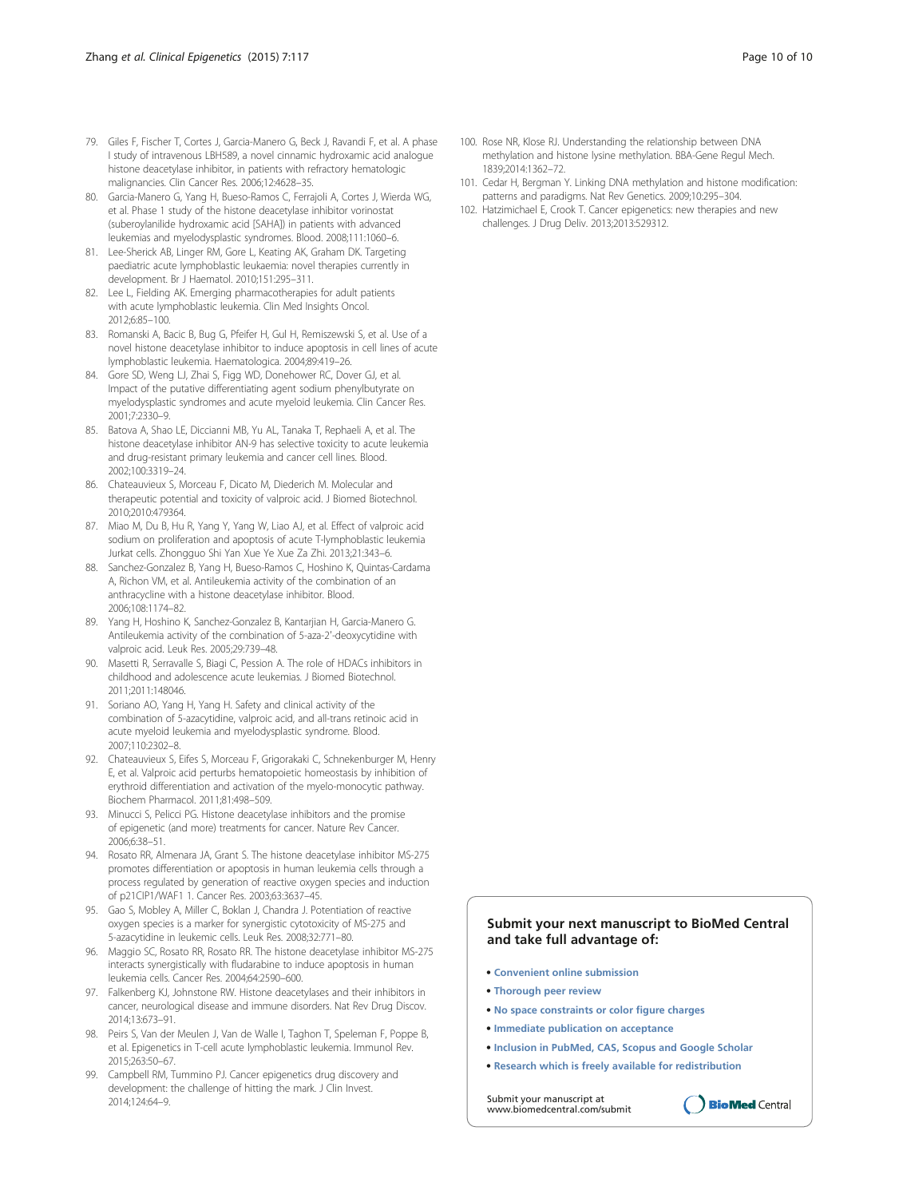79. Giles F, Fischer T, Cortes J, Garcia-Manero G, Beck J, Ravandi F, et al. A phase I study of intravenous LBH589, a novel cinnamic hydroxamic acid analogue histone deacetylase inhibitor, in patients with refractory hematologic malignancies. Clin Cancer Res. 2006;12:4628–35.
80. Garcia-Manero G, Yang H, Bueso-Ramos C, Ferrajoli A, Cortes J, Wierda WG, et al. Phase 1 study of the histone deacetylase inhibitor vorinostat (suberoylanilide hydroxamic acid [SAHA]) in patients with advanced leukemias and myelodysplastic syndromes. Blood. 2008;111:1060–6.
81. Lee-Sherick AB, Linger RM, Gore L, Keating AK, Graham DK. Targeting paediatric acute lymphoblastic leukaemia: novel therapies currently in development. Br J Haematol. 2010;151:295–311.
82. Lee L, Fielding AK. Emerging pharmacotherapies for adult patients with acute lymphoblastic leukemia. Clin Med Insights Oncol. 2012;6:85–100.
83. Romanski A, Bacic B, Bug G, Pfeifer H, Gul H, Remiszewski S, et al. Use of a novel histone deacetylase inhibitor to induce apoptosis in cell lines of acute lymphoblastic leukemia. Haematologica. 2004;89:419–26.
84. Gore SD, Weng LJ, Zhai S, Figg WD, Donehower RC, Dover GJ, et al. Impact of the putative differentiating agent sodium phenylbutyrate on myelodysplastic syndromes and acute myeloid leukemia. Clin Cancer Res. 2001;7:2330–9.
85. Batova A, Shao LE, Diccianni MB, Yu AL, Tanaka T, Rephaeli A, et al. The histone deacetylase inhibitor AN-9 has selective toxicity to acute leukemia and drug-resistant primary leukemia and cancer cell lines. Blood. 2002;100:3319–24.
86. Chateauvieux S, Morceau F, Dicato M, Diederich M. Molecular and therapeutic potential and toxicity of valproic acid. J Biomed Biotechnol. 2010;2010:479364.
87. Miao M, Du B, Hu R, Yang Y, Yang W, Liao AJ, et al. Effect of valproic acid sodium on proliferation and apoptosis of acute T-lymphoblastic leukemia Jurkat cells. Zhongguo Shi Yan Xue Ye Xue Za Zhi. 2013;21:343–6.
88. Sanchez-Gonzalez B, Yang H, Bueso-Ramos C, Hoshino K, Quintas-Cardama A, Richon VM, et al. Antileukemia activity of the combination of an anthracycline with a histone deacetylase inhibitor. Blood. 2006;108:1174–82.
89. Yang H, Hoshino K, Sanchez-Gonzalez B, Kantarjian H, Garcia-Manero G. Antileukemia activity of the combination of 5-aza-2'-deoxycytidine with valproic acid. Leuk Res. 2005;29:739–48.
90. Masetti R, Serravalle S, Biagi C, Pession A. The role of HDACs inhibitors in childhood and adolescence acute leukemias. J Biomed Biotechnol. 2011;2011:148046.
91. Soriano AO, Yang H, Yang H. Safety and clinical activity of the combination of 5-azacytidine, valproic acid, and all-trans retinoic acid in acute myeloid leukemia and myelodysplastic syndrome. Blood. 2007;110:2302–8.
92. Chateauvieux S, Eifes S, Morceau F, Grigorakaki C, Schnekenburger M, Henry E, et al. Valproic acid perturbs hematopoietic homeostasis by inhibition of erythroid differentiation and activation of the myelo-monocytic pathway. Biochem Pharmacol. 2011;81:498–509.
93. Minucci S, Pelicci PG. Histone deacetylase inhibitors and the promise of epigenetic (and more) treatments for cancer. Nature Rev Cancer. 2006;6:38–51.
94. Rosato RR, Almenara JA, Grant S. The histone deacetylase inhibitor MS-275 promotes differentiation or apoptosis in human leukemia cells through a process regulated by generation of reactive oxygen species and induction of p21CIP1/WAF1 1. Cancer Res. 2003;63:3637–45.
95. Gao S, Mobley A, Miller C, Boklan J, Chandra J. Potentiation of reactive oxygen species is a marker for synergistic cytotoxicity of MS-275 and 5-azacytidine in leukemic cells. Leuk Res. 2008;32:771–80.
96. Maggio SC, Rosato RR, Rosato RR. The histone deacetylase inhibitor MS-275 interacts synergistically with fludarabine to induce apoptosis in human leukemia cells. Cancer Res. 2004;64:2590–600.
97. Falkenberg KJ, Johnstone RW. Histone deacetylases and their inhibitors in cancer, neurological disease and immune disorders. Nat Rev Drug Discov. 2014;13:673–91.
98. Peirs S, Van der Meulen J, Van de Walle I, Taghon T, Speleman F, Poppe B, et al. Epigenetics in T-cell acute lymphoblastic leukemia. Immunol Rev. 2015;263:50–67.
99. Campbell RM, Tummino PJ. Cancer epigenetics drug discovery and development: the challenge of hitting the mark. J Clin Invest. 2014;124:64–9.
100. Rose NR, Klose RJ. Understanding the relationship between DNA methylation and histone lysine methylation. BBA-Gene Regul Mech. 1839;2014:1362–72.
101. Cedar H, Bergman Y. Linking DNA methylation and histone modification: patterns and paradigms. Nat Rev Genetics. 2009;10:295–304.
102. Hatzimichael E, Crook T. Cancer epigenetics: new therapies and new challenges. J Drug Deliv. 2013;2013:529312.

**Submit your next manuscript to BioMed Central and take full advantage of:**

- **Convenient online submission**
- **Thorough peer review**
- **No space constraints or color figure charges**
- **Immediate publication on acceptance**
- **Inclusion in PubMed, CAS, Scopus and Google Scholar**
- **Research which is freely available for redistribution**

Submit your manuscript at
www.biomedcentral.com/submit

BioMed Central